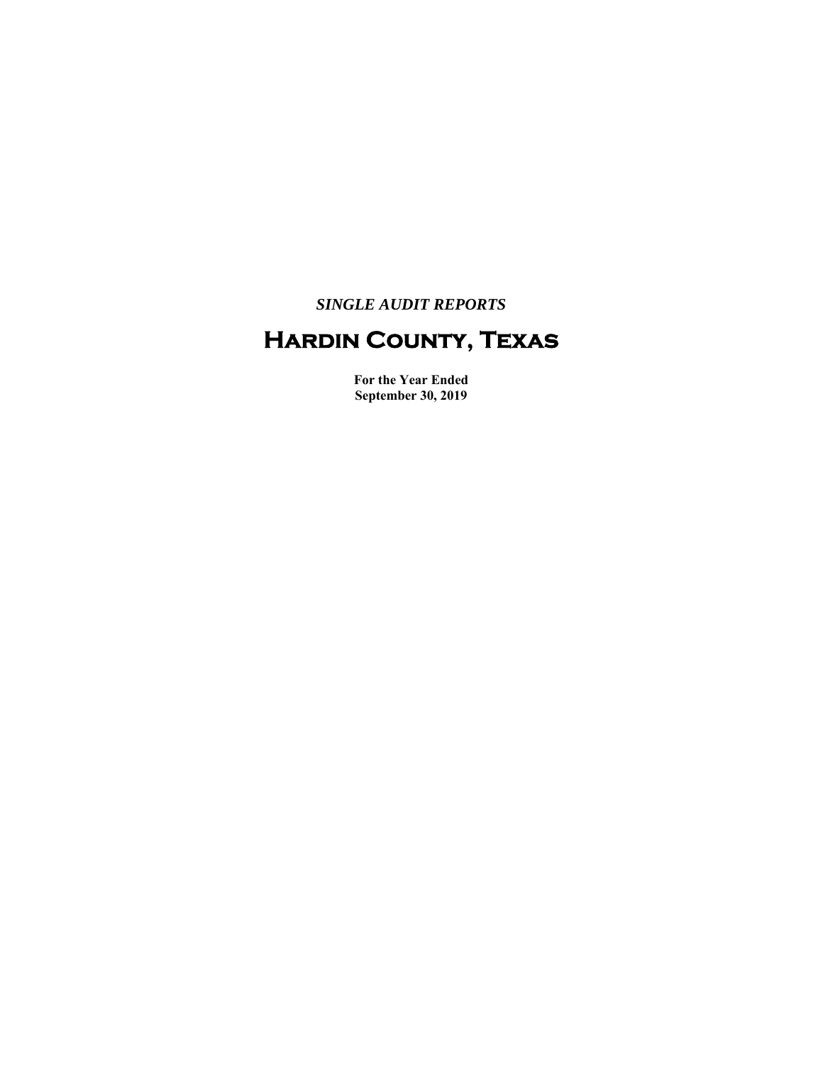*SINGLE AUDIT REPORTS*

# Hardin County, Texas

**For the Year Ended**
**September 30, 2019**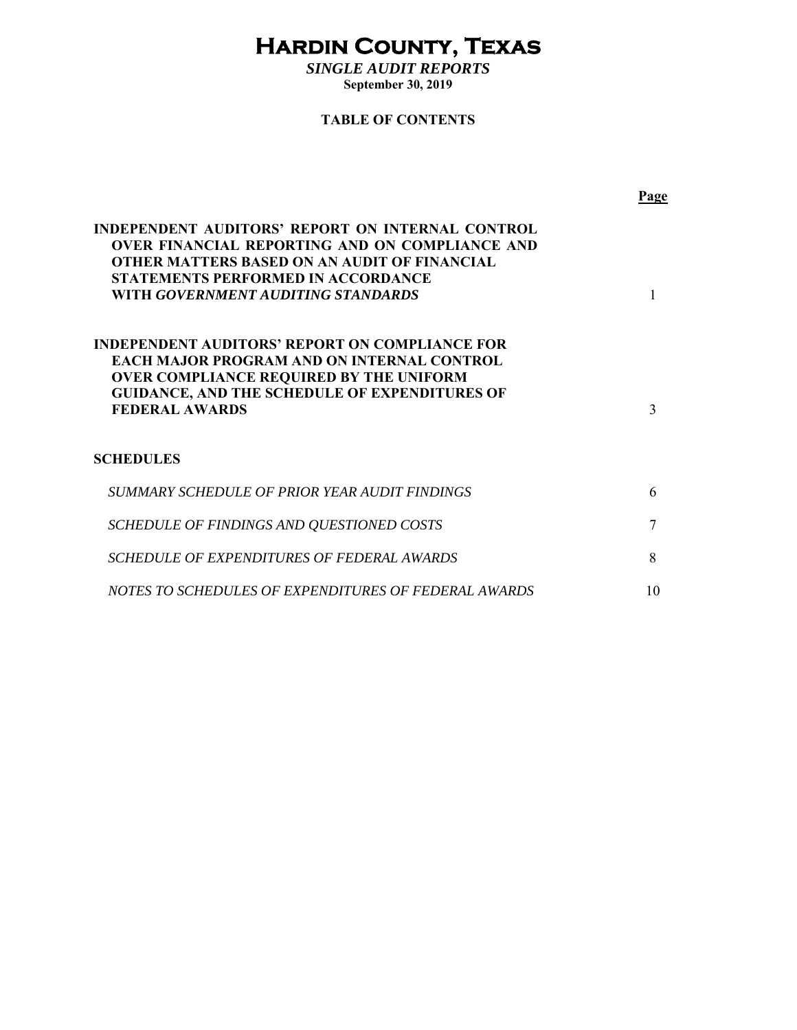# Hardin County, Texas

***SINGLE AUDIT REPORTS***

**September 30, 2019**

**TABLE OF CONTENTS**

| | **Page** |
|---|---|
| **INDEPENDENT AUDITORS' REPORT ON INTERNAL CONTROL OVER FINANCIAL REPORTING AND ON COMPLIANCE AND OTHER MATTERS BASED ON AN AUDIT OF FINANCIAL STATEMENTS PERFORMED IN ACCORDANCE WITH *GOVERNMENT AUDITING STANDARDS*** | 1 |
| **INDEPENDENT AUDITORS' REPORT ON COMPLIANCE FOR EACH MAJOR PROGRAM AND ON INTERNAL CONTROL OVER COMPLIANCE REQUIRED BY THE UNIFORM GUIDANCE, AND THE SCHEDULE OF EXPENDITURES OF FEDERAL AWARDS** | 3 |
| **SCHEDULES** | |
| *SUMMARY SCHEDULE OF PRIOR YEAR AUDIT FINDINGS* | 6 |
| *SCHEDULE OF FINDINGS AND QUESTIONED COSTS* | 7 |
| *SCHEDULE OF EXPENDITURES OF FEDERAL AWARDS* | 8 |
| *NOTES TO SCHEDULES OF EXPENDITURES OF FEDERAL AWARDS* | 10 |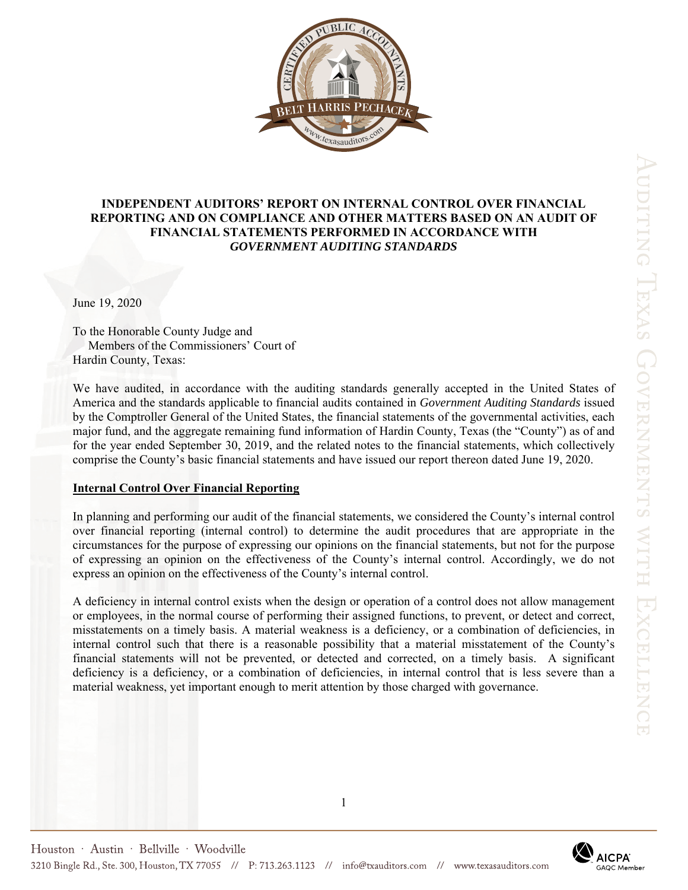# INDEPENDENT AUDITORS' REPORT ON INTERNAL CONTROL OVER FINANCIAL REPORTING AND ON COMPLIANCE AND OTHER MATTERS BASED ON AN AUDIT OF FINANCIAL STATEMENTS PERFORMED IN ACCORDANCE WITH *GOVERNMENT AUDITING STANDARDS*

June 19, 2020

To the Honorable County Judge and
Members of the Commissioners' Court of
Hardin County, Texas:

We have audited, in accordance with the auditing standards generally accepted in the United States of America and the standards applicable to financial audits contained in *Government Auditing Standards* issued by the Comptroller General of the United States, the financial statements of the governmental activities, each major fund, and the aggregate remaining fund information of Hardin County, Texas (the "County") as of and for the year ended September 30, 2019, and the related notes to the financial statements, which collectively comprise the County's basic financial statements and have issued our report thereon dated June 19, 2020.

## Internal Control Over Financial Reporting

In planning and performing our audit of the financial statements, we considered the County's internal control over financial reporting (internal control) to determine the audit procedures that are appropriate in the circumstances for the purpose of expressing our opinions on the financial statements, but not for the purpose of expressing an opinion on the effectiveness of the County's internal control. Accordingly, we do not express an opinion on the effectiveness of the County's internal control.

A deficiency in internal control exists when the design or operation of a control does not allow management or employees, in the normal course of performing their assigned functions, to prevent, or detect and correct, misstatements on a timely basis. A material weakness is a deficiency, or a combination of deficiencies, in internal control such that there is a reasonable possibility that a material misstatement of the County's financial statements will not be prevented, or detected and corrected, on a timely basis. A significant deficiency is a deficiency, or a combination of deficiencies, in internal control that is less severe than a material weakness, yet important enough to merit attention by those charged with governance.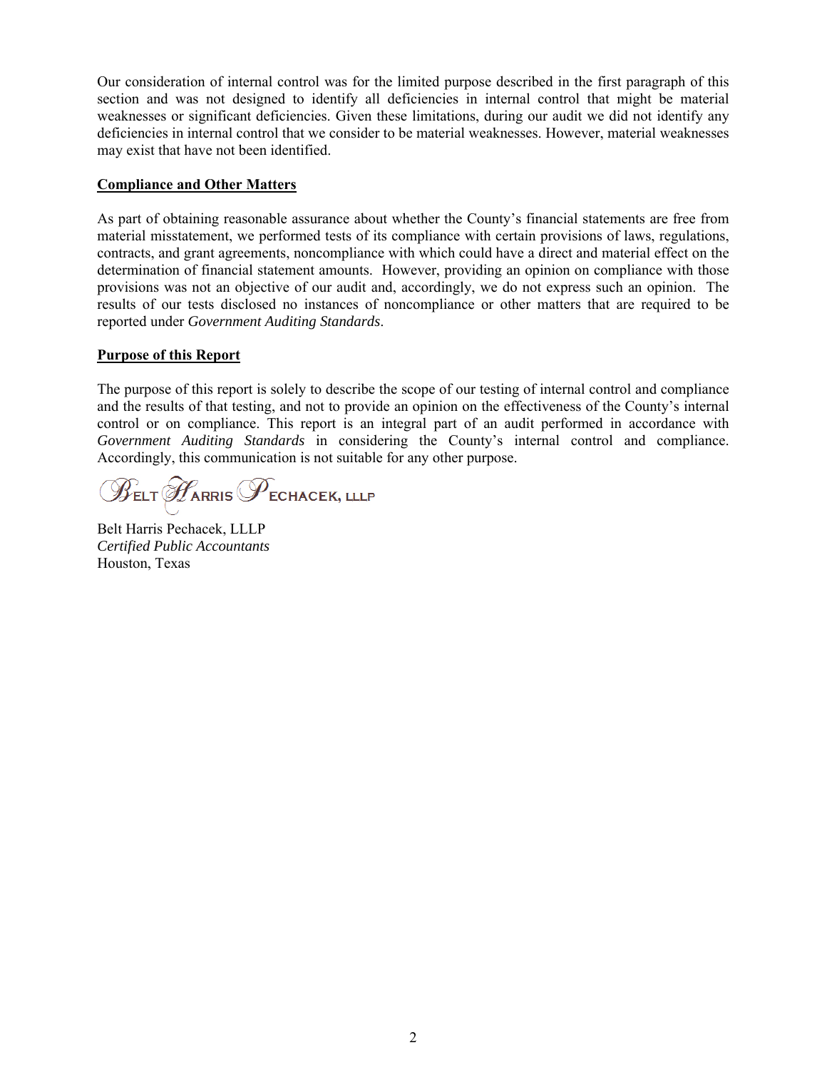Our consideration of internal control was for the limited purpose described in the first paragraph of this section and was not designed to identify all deficiencies in internal control that might be material weaknesses or significant deficiencies. Given these limitations, during our audit we did not identify any deficiencies in internal control that we consider to be material weaknesses. However, material weaknesses may exist that have not been identified.

**Compliance and Other Matters**

As part of obtaining reasonable assurance about whether the County's financial statements are free from material misstatement, we performed tests of its compliance with certain provisions of laws, regulations, contracts, and grant agreements, noncompliance with which could have a direct and material effect on the determination of financial statement amounts. However, providing an opinion on compliance with those provisions was not an objective of our audit and, accordingly, we do not express such an opinion. The results of our tests disclosed no instances of noncompliance or other matters that are required to be reported under *Government Auditing Standards*.

**Purpose of this Report**

The purpose of this report is solely to describe the scope of our testing of internal control and compliance and the results of that testing, and not to provide an opinion on the effectiveness of the County's internal control or on compliance. This report is an integral part of an audit performed in accordance with *Government Auditing Standards* in considering the County's internal control and compliance. Accordingly, this communication is not suitable for any other purpose.

BELT HARRIS PECHACEK, LLLP

Belt Harris Pechacek, LLLP
*Certified Public Accountants*
Houston, Texas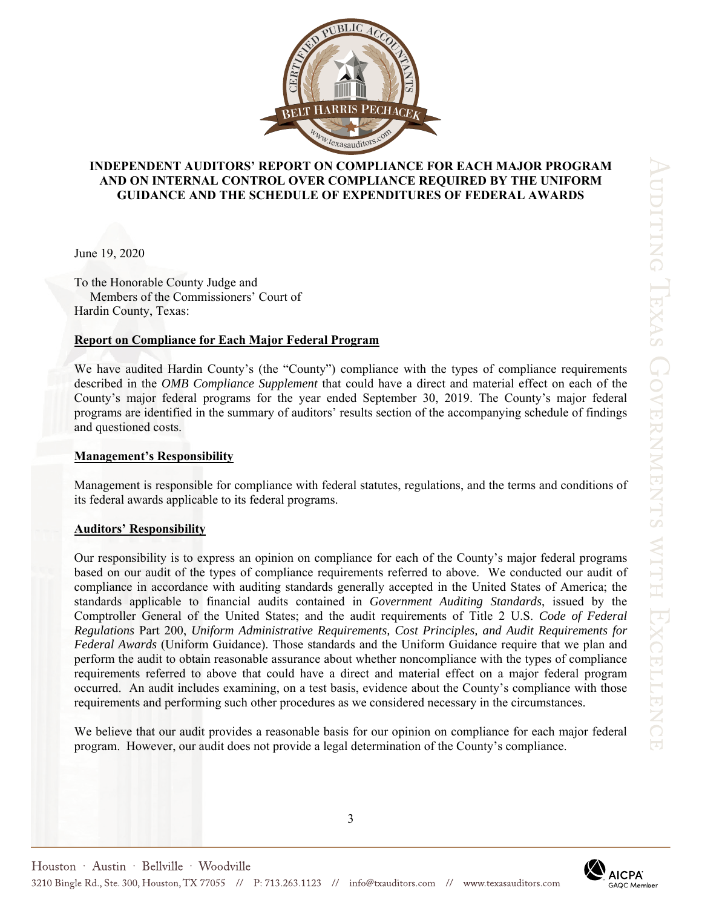**INDEPENDENT AUDITORS' REPORT ON COMPLIANCE FOR EACH MAJOR PROGRAM AND ON INTERNAL CONTROL OVER COMPLIANCE REQUIRED BY THE UNIFORM GUIDANCE AND THE SCHEDULE OF EXPENDITURES OF FEDERAL AWARDS**

June 19, 2020

To the Honorable County Judge and
Members of the Commissioners' Court of
Hardin County, Texas:

**Report on Compliance for Each Major Federal Program**

We have audited Hardin County's (the "County") compliance with the types of compliance requirements described in the *OMB Compliance Supplement* that could have a direct and material effect on each of the County's major federal programs for the year ended September 30, 2019. The County's major federal programs are identified in the summary of auditors' results section of the accompanying schedule of findings and questioned costs.

**Management's Responsibility**

Management is responsible for compliance with federal statutes, regulations, and the terms and conditions of its federal awards applicable to its federal programs.

**Auditors' Responsibility**

Our responsibility is to express an opinion on compliance for each of the County's major federal programs based on our audit of the types of compliance requirements referred to above. We conducted our audit of compliance in accordance with auditing standards generally accepted in the United States of America; the standards applicable to financial audits contained in *Government Auditing Standards*, issued by the Comptroller General of the United States; and the audit requirements of Title 2 U.S. *Code of Federal Regulations* Part 200, *Uniform Administrative Requirements, Cost Principles, and Audit Requirements for Federal Awards* (Uniform Guidance). Those standards and the Uniform Guidance require that we plan and perform the audit to obtain reasonable assurance about whether noncompliance with the types of compliance requirements referred to above that could have a direct and material effect on a major federal program occurred. An audit includes examining, on a test basis, evidence about the County's compliance with those requirements and performing such other procedures as we considered necessary in the circumstances.

We believe that our audit provides a reasonable basis for our opinion on compliance for each major federal program. However, our audit does not provide a legal determination of the County's compliance.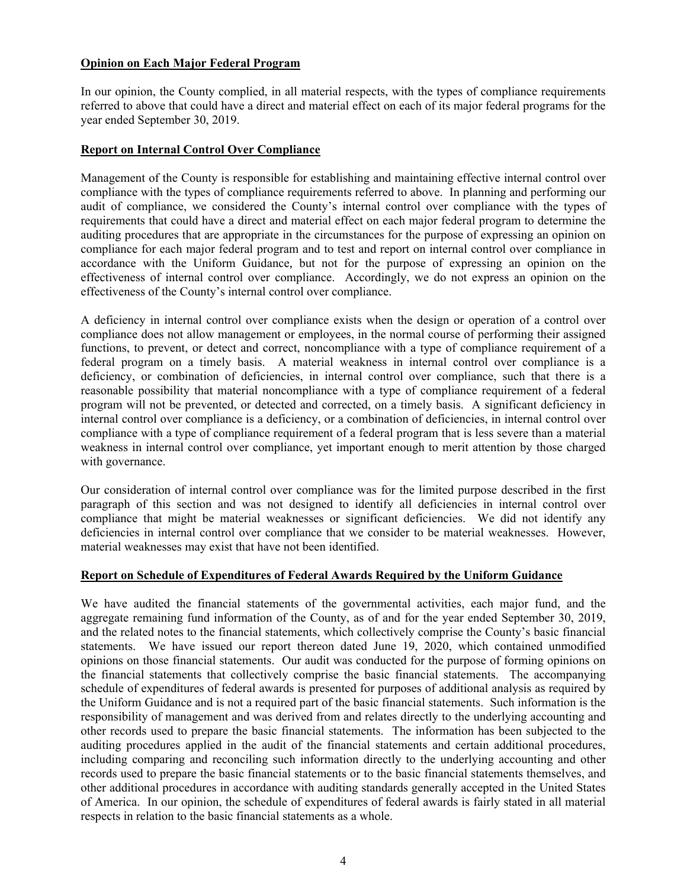**Opinion on Each Major Federal Program**

In our opinion, the County complied, in all material respects, with the types of compliance requirements referred to above that could have a direct and material effect on each of its major federal programs for the year ended September 30, 2019.

**Report on Internal Control Over Compliance**

Management of the County is responsible for establishing and maintaining effective internal control over compliance with the types of compliance requirements referred to above. In planning and performing our audit of compliance, we considered the County's internal control over compliance with the types of requirements that could have a direct and material effect on each major federal program to determine the auditing procedures that are appropriate in the circumstances for the purpose of expressing an opinion on compliance for each major federal program and to test and report on internal control over compliance in accordance with the Uniform Guidance, but not for the purpose of expressing an opinion on the effectiveness of internal control over compliance. Accordingly, we do not express an opinion on the effectiveness of the County's internal control over compliance.

A deficiency in internal control over compliance exists when the design or operation of a control over compliance does not allow management or employees, in the normal course of performing their assigned functions, to prevent, or detect and correct, noncompliance with a type of compliance requirement of a federal program on a timely basis. A material weakness in internal control over compliance is a deficiency, or combination of deficiencies, in internal control over compliance, such that there is a reasonable possibility that material noncompliance with a type of compliance requirement of a federal program will not be prevented, or detected and corrected, on a timely basis. A significant deficiency in internal control over compliance is a deficiency, or a combination of deficiencies, in internal control over compliance with a type of compliance requirement of a federal program that is less severe than a material weakness in internal control over compliance, yet important enough to merit attention by those charged with governance.

Our consideration of internal control over compliance was for the limited purpose described in the first paragraph of this section and was not designed to identify all deficiencies in internal control over compliance that might be material weaknesses or significant deficiencies. We did not identify any deficiencies in internal control over compliance that we consider to be material weaknesses. However, material weaknesses may exist that have not been identified.

**Report on Schedule of Expenditures of Federal Awards Required by the Uniform Guidance**

We have audited the financial statements of the governmental activities, each major fund, and the aggregate remaining fund information of the County, as of and for the year ended September 30, 2019, and the related notes to the financial statements, which collectively comprise the County's basic financial statements. We have issued our report thereon dated June 19, 2020, which contained unmodified opinions on those financial statements. Our audit was conducted for the purpose of forming opinions on the financial statements that collectively comprise the basic financial statements. The accompanying schedule of expenditures of federal awards is presented for purposes of additional analysis as required by the Uniform Guidance and is not a required part of the basic financial statements. Such information is the responsibility of management and was derived from and relates directly to the underlying accounting and other records used to prepare the basic financial statements. The information has been subjected to the auditing procedures applied in the audit of the financial statements and certain additional procedures, including comparing and reconciling such information directly to the underlying accounting and other records used to prepare the basic financial statements or to the basic financial statements themselves, and other additional procedures in accordance with auditing standards generally accepted in the United States of America. In our opinion, the schedule of expenditures of federal awards is fairly stated in all material respects in relation to the basic financial statements as a whole.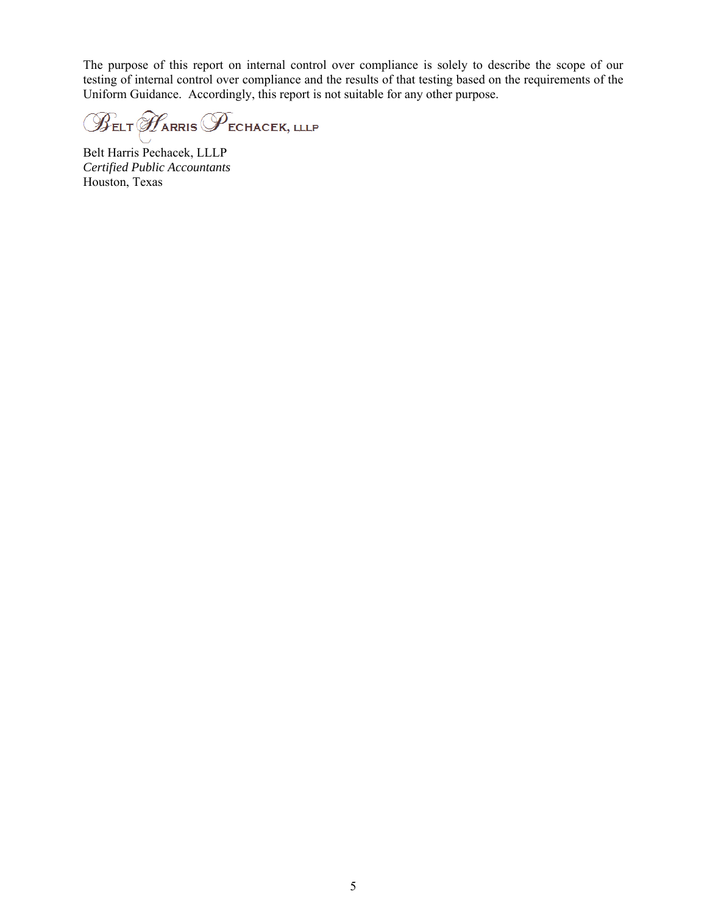The purpose of this report on internal control over compliance is solely to describe the scope of our testing of internal control over compliance and the results of that testing based on the requirements of the Uniform Guidance. Accordingly, this report is not suitable for any other purpose.

Belt Harris Pechacek, LLLP

Belt Harris Pechacek, LLLP
*Certified Public Accountants*
Houston, Texas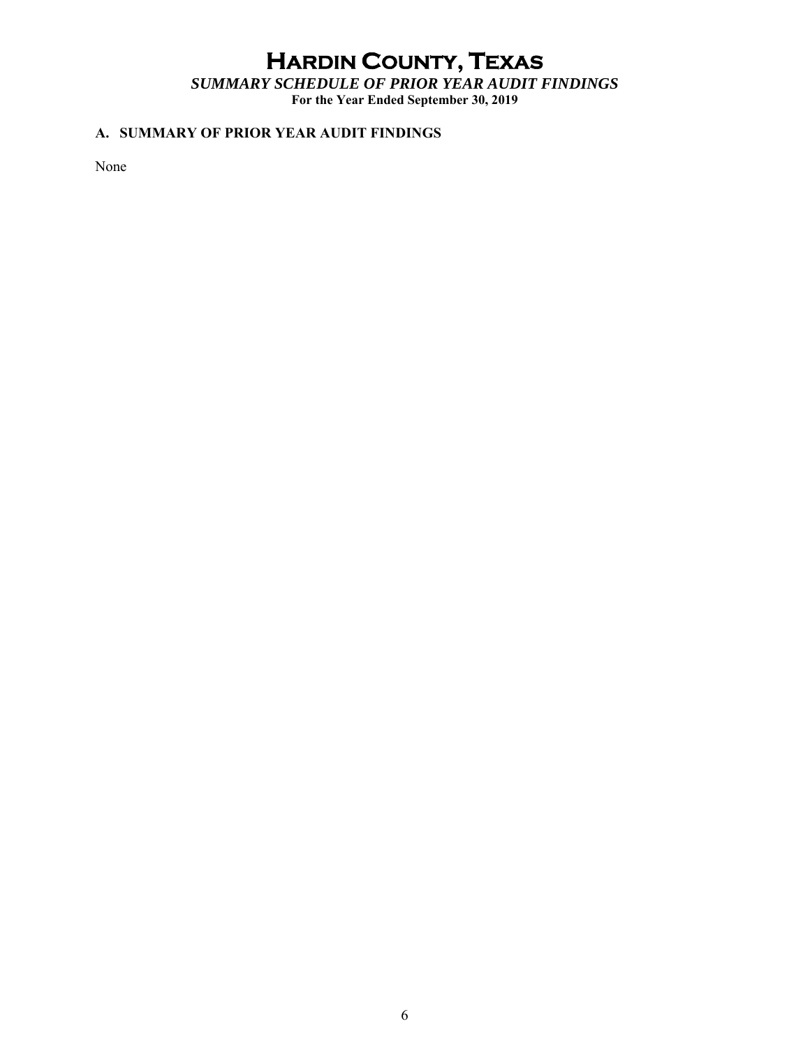# Hardin County, Texas

***SUMMARY SCHEDULE OF PRIOR YEAR AUDIT FINDINGS***

**For the Year Ended September 30, 2019**

## A. SUMMARY OF PRIOR YEAR AUDIT FINDINGS

None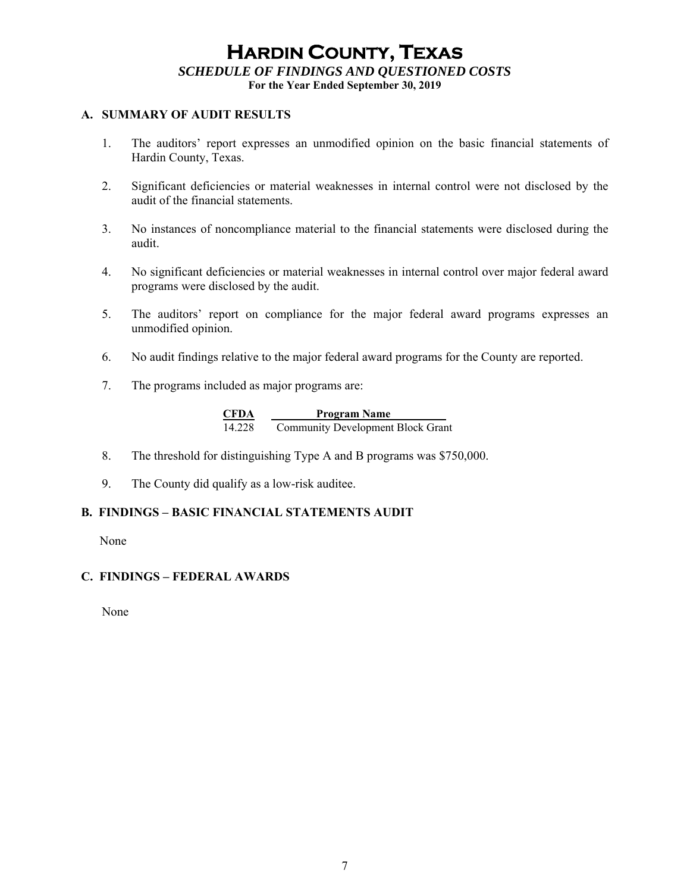# Hardin County, Texas

## *SCHEDULE OF FINDINGS AND QUESTIONED COSTS*

**For the Year Ended September 30, 2019**

### A. SUMMARY OF AUDIT RESULTS

1. The auditors' report expresses an unmodified opinion on the basic financial statements of Hardin County, Texas.

2. Significant deficiencies or material weaknesses in internal control were not disclosed by the audit of the financial statements.

3. No instances of noncompliance material to the financial statements were disclosed during the audit.

4. No significant deficiencies or material weaknesses in internal control over major federal award programs were disclosed by the audit.

5. The auditors' report on compliance for the major federal award programs expresses an unmodified opinion.

6. No audit findings relative to the major federal award programs for the County are reported.

7. The programs included as major programs are:

| CFDA | Program Name |
|---|---|
| 14.228 | Community Development Block Grant |

8. The threshold for distinguishing Type A and B programs was $750,000.

9. The County did qualify as a low-risk auditee.

### B. FINDINGS – BASIC FINANCIAL STATEMENTS AUDIT

None

### C. FINDINGS – FEDERAL AWARDS

None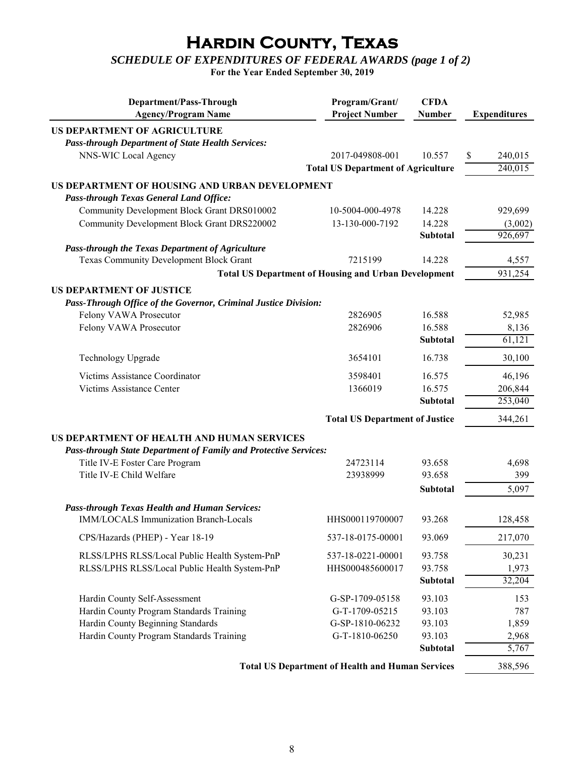# Hardin County, Texas

## *SCHEDULE OF EXPENDITURES OF FEDERAL AWARDS (page 1 of 2)*

**For the Year Ended September 30, 2019**

| Department/Pass-Through Agency/Program Name | Program/Grant/ Project Number | CFDA Number | Expenditures |
|---|---|---|---|
| **US DEPARTMENT OF AGRICULTURE** | | | |
| ***Pass-through Department of State Health Services:*** | | | |
| NNS-WIC Local Agency | 2017-049808-001 | 10.557 | $ 240,015 |
| | **Total US Department of Agriculture** | | 240,015 |
| **US DEPARTMENT OF HOUSING AND URBAN DEVELOPMENT** | | | |
| ***Pass-through Texas General Land Office:*** | | | |
| Community Development Block Grant DRS010002 | 10-5004-000-4978 | 14.228 | 929,699 |
| Community Development Block Grant DRS220002 | 13-130-000-7192 | 14.228 | (3,002) |
| | | **Subtotal** | 926,697 |
| ***Pass-through the Texas Department of Agriculture*** | | | |
| Texas Community Development Block Grant | 7215199 | 14.228 | 4,557 |
| | **Total US Department of Housing and Urban Development** | | 931,254 |
| **US DEPARTMENT OF JUSTICE** | | | |
| ***Pass-Through Office of the Governor, Criminal Justice Division:*** | | | |
| Felony VAWA Prosecutor | 2826905 | 16.588 | 52,985 |
| Felony VAWA Prosecutor | 2826906 | 16.588 | 8,136 |
| | | **Subtotal** | 61,121 |
| Technology Upgrade | 3654101 | 16.738 | 30,100 |
| Victims Assistance Coordinator | 3598401 | 16.575 | 46,196 |
| Victims Assistance Center | 1366019 | 16.575 | 206,844 |
| | | **Subtotal** | 253,040 |
| | **Total US Department of Justice** | | 344,261 |
| **US DEPARTMENT OF HEALTH AND HUMAN SERVICES** | | | |
| ***Pass-through State Department of Family and Protective Services:*** | | | |
| Title IV-E Foster Care Program | 24723114 | 93.658 | 4,698 |
| Title IV-E Child Welfare | 23938999 | 93.658 | 399 |
| | | **Subtotal** | 5,097 |
| ***Pass-through Texas Health and Human Services:*** | | | |
| IMM/LOCALS Immunization Branch-Locals | HHS000119700007 | 93.268 | 128,458 |
| CPS/Hazards (PHEP) - Year 18-19 | 537-18-0175-00001 | 93.069 | 217,070 |
| RLSS/LPHS RLSS/Local Public Health System-PnP | 537-18-0221-00001 | 93.758 | 30,231 |
| RLSS/LPHS RLSS/Local Public Health System-PnP | HHS000485600017 | 93.758 | 1,973 |
| | | **Subtotal** | 32,204 |
| Hardin County Self-Assessment | G-SP-1709-05158 | 93.103 | 153 |
| Hardin County Program Standards Training | G-T-1709-05215 | 93.103 | 787 |
| Hardin County Beginning Standards | G-SP-1810-06232 | 93.103 | 1,859 |
| Hardin County Program Standards Training | G-T-1810-06250 | 93.103 | 2,968 |
| | | **Subtotal** | 5,767 |
| | **Total US Department of Health and Human Services** | | 388,596 |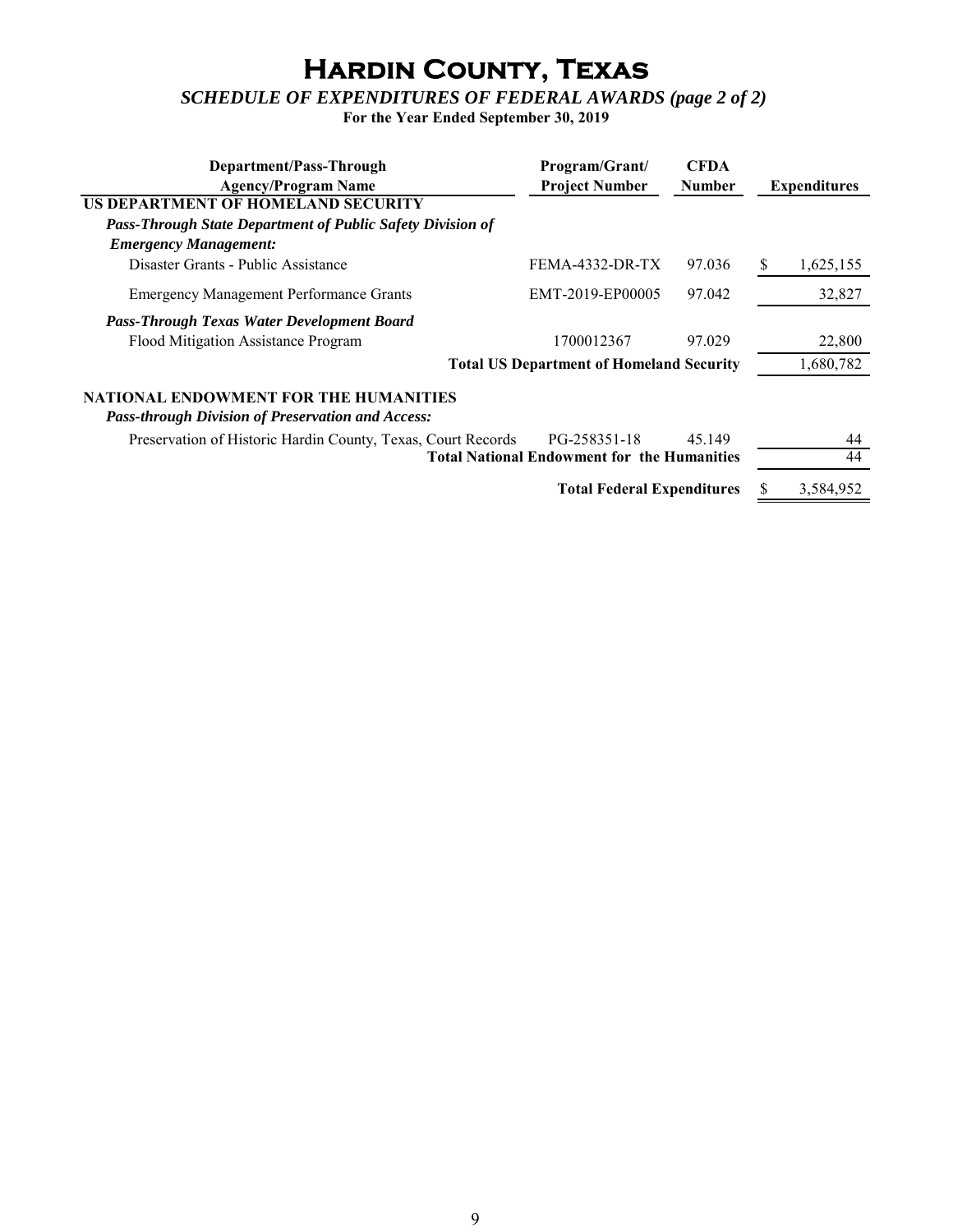# Hardin County, Texas

## *SCHEDULE OF EXPENDITURES OF FEDERAL AWARDS (page 2 of 2)*

**For the Year Ended September 30, 2019**

| Department/Pass-Through Agency/Program Name | Program/Grant/ Project Number | CFDA Number | Expenditures |
|---|---|---|---|
| **US DEPARTMENT OF HOMELAND SECURITY** | | | |
| ***Pass-Through State Department of Public Safety Division of Emergency Management:*** | | | |
| Disaster Grants - Public Assistance | FEMA-4332-DR-TX | 97.036 | $ 1,625,155 |
| Emergency Management Performance Grants | EMT-2019-EP00005 | 97.042 | 32,827 |
| ***Pass-Through Texas Water Development Board*** | | | |
| Flood Mitigation Assistance Program | 1700012367 | 97.029 | 22,800 |
| **Total US Department of Homeland Security** | | | 1,680,782 |
| **NATIONAL ENDOWMENT FOR THE HUMANITIES** | | | |
| ***Pass-through Division of Preservation and Access:*** | | | |
| Preservation of Historic Hardin County, Texas, Court Records | PG-258351-18 | 45.149 | 44 |
| **Total National Endowment for the Humanities** | | | 44 |
| **Total Federal Expenditures** | | | $ 3,584,952 |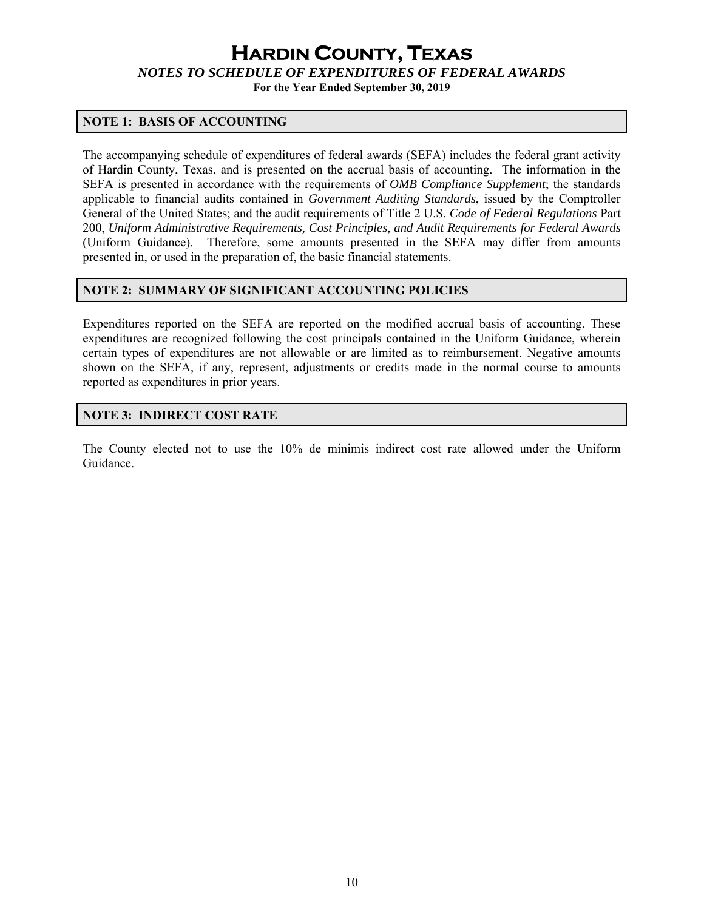# Hardin County, Texas

## *NOTES TO SCHEDULE OF EXPENDITURES OF FEDERAL AWARDS*

**For the Year Ended September 30, 2019**

### NOTE 1: BASIS OF ACCOUNTING

The accompanying schedule of expenditures of federal awards (SEFA) includes the federal grant activity of Hardin County, Texas, and is presented on the accrual basis of accounting. The information in the SEFA is presented in accordance with the requirements of *OMB Compliance Supplement*; the standards applicable to financial audits contained in *Government Auditing Standards*, issued by the Comptroller General of the United States; and the audit requirements of Title 2 U.S. *Code of Federal Regulations* Part 200, *Uniform Administrative Requirements, Cost Principles, and Audit Requirements for Federal Awards* (Uniform Guidance). Therefore, some amounts presented in the SEFA may differ from amounts presented in, or used in the preparation of, the basic financial statements.

### NOTE 2: SUMMARY OF SIGNIFICANT ACCOUNTING POLICIES

Expenditures reported on the SEFA are reported on the modified accrual basis of accounting. These expenditures are recognized following the cost principals contained in the Uniform Guidance, wherein certain types of expenditures are not allowable or are limited as to reimbursement. Negative amounts shown on the SEFA, if any, represent, adjustments or credits made in the normal course to amounts reported as expenditures in prior years.

### NOTE 3: INDIRECT COST RATE

The County elected not to use the 10% de minimis indirect cost rate allowed under the Uniform Guidance.